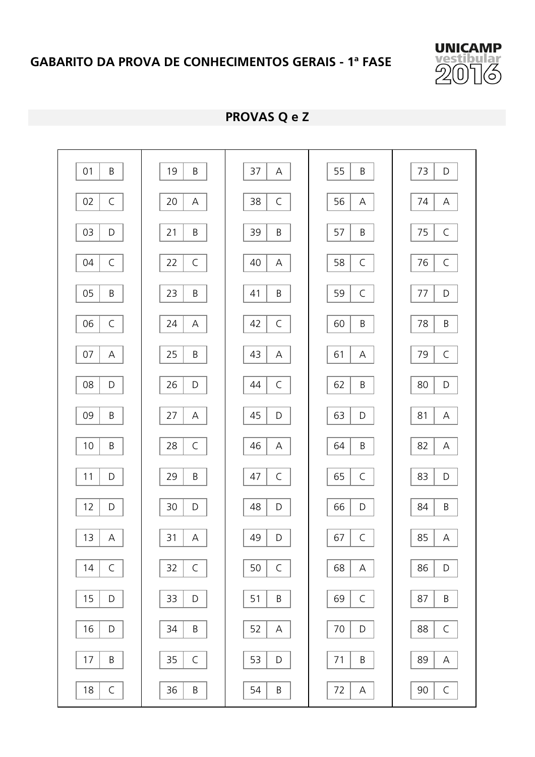# GABARITO DA PROVA DE CONHECIMENTOS GERAIS - 1ª FASE

UNICAMP vestibular 2016

## PROVAS Q e Z

| Questão | Resposta | Questão | Resposta | Questão | Resposta | Questão | Resposta | Questão | Resposta |
|---|---|---|---|---|---|---|---|---|---|
| 01 | B | 19 | B | 37 | A | 55 | B | 73 | D |
| 02 | C | 20 | A | 38 | C | 56 | A | 74 | A |
| 03 | D | 21 | B | 39 | B | 57 | B | 75 | C |
| 04 | C | 22 | C | 40 | A | 58 | C | 76 | C |
| 05 | B | 23 | B | 41 | B | 59 | C | 77 | D |
| 06 | C | 24 | A | 42 | C | 60 | B | 78 | B |
| 07 | A | 25 | B | 43 | A | 61 | A | 79 | C |
| 08 | D | 26 | D | 44 | C | 62 | B | 80 | D |
| 09 | B | 27 | A | 45 | D | 63 | D | 81 | A |
| 10 | B | 28 | C | 46 | A | 64 | B | 82 | A |
| 11 | D | 29 | B | 47 | C | 65 | C | 83 | D |
| 12 | D | 30 | D | 48 | D | 66 | D | 84 | B |
| 13 | A | 31 | A | 49 | D | 67 | C | 85 | A |
| 14 | C | 32 | C | 50 | C | 68 | A | 86 | D |
| 15 | D | 33 | D | 51 | B | 69 | C | 87 | B |
| 16 | D | 34 | B | 52 | A | 70 | D | 88 | C |
| 17 | B | 35 | C | 53 | D | 71 | B | 89 | A |
| 18 | C | 36 | B | 54 | B | 72 | A | 90 | C |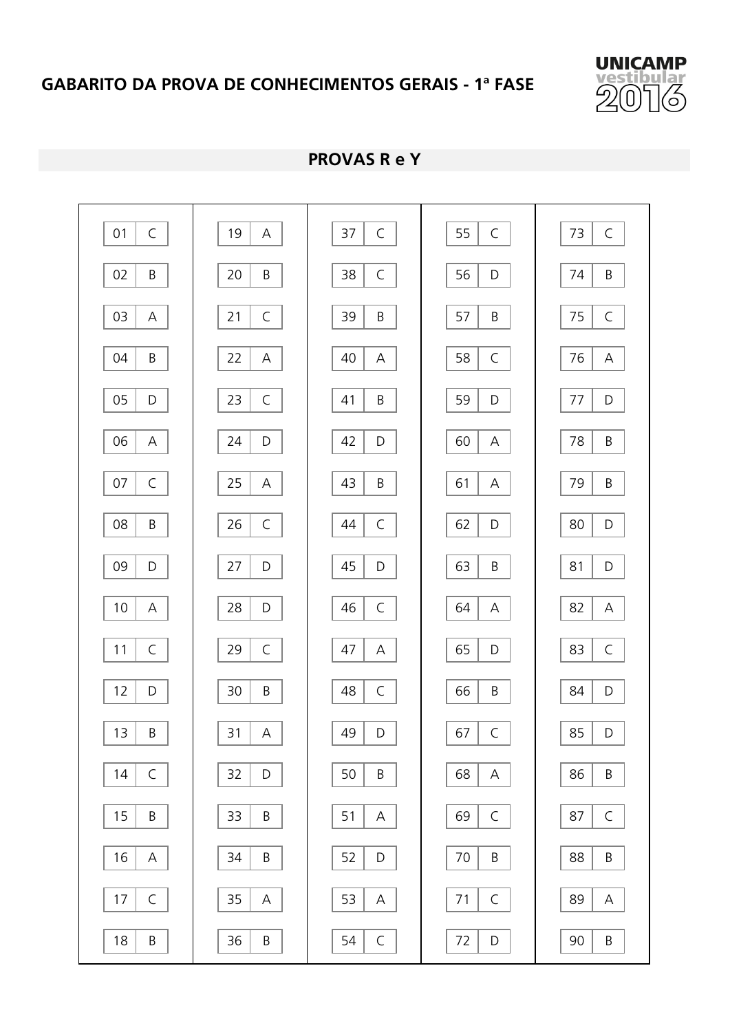## GABARITO DA PROVA DE CONHECIMENTOS GERAIS - 1ª FASE

UNICAMP vestibular 2016

### PROVAS R e Y

| Questão | Resposta | Questão | Resposta | Questão | Resposta | Questão | Resposta | Questão | Resposta |
|---|---|---|---|---|---|---|---|---|---|
| 01 | C | 19 | A | 37 | C | 55 | C | 73 | C |
| 02 | B | 20 | B | 38 | C | 56 | D | 74 | B |
| 03 | A | 21 | C | 39 | B | 57 | B | 75 | C |
| 04 | B | 22 | A | 40 | A | 58 | C | 76 | A |
| 05 | D | 23 | C | 41 | B | 59 | D | 77 | D |
| 06 | A | 24 | D | 42 | D | 60 | A | 78 | B |
| 07 | C | 25 | A | 43 | B | 61 | A | 79 | B |
| 08 | B | 26 | C | 44 | C | 62 | D | 80 | D |
| 09 | D | 27 | D | 45 | D | 63 | B | 81 | D |
| 10 | A | 28 | D | 46 | C | 64 | A | 82 | A |
| 11 | C | 29 | C | 47 | A | 65 | D | 83 | C |
| 12 | D | 30 | B | 48 | C | 66 | B | 84 | D |
| 13 | B | 31 | A | 49 | D | 67 | C | 85 | D |
| 14 | C | 32 | D | 50 | B | 68 | A | 86 | B |
| 15 | B | 33 | B | 51 | A | 69 | C | 87 | C |
| 16 | A | 34 | B | 52 | D | 70 | B | 88 | B |
| 17 | C | 35 | A | 53 | A | 71 | C | 89 | A |
| 18 | B | 36 | B | 54 | C | 72 | D | 90 | B |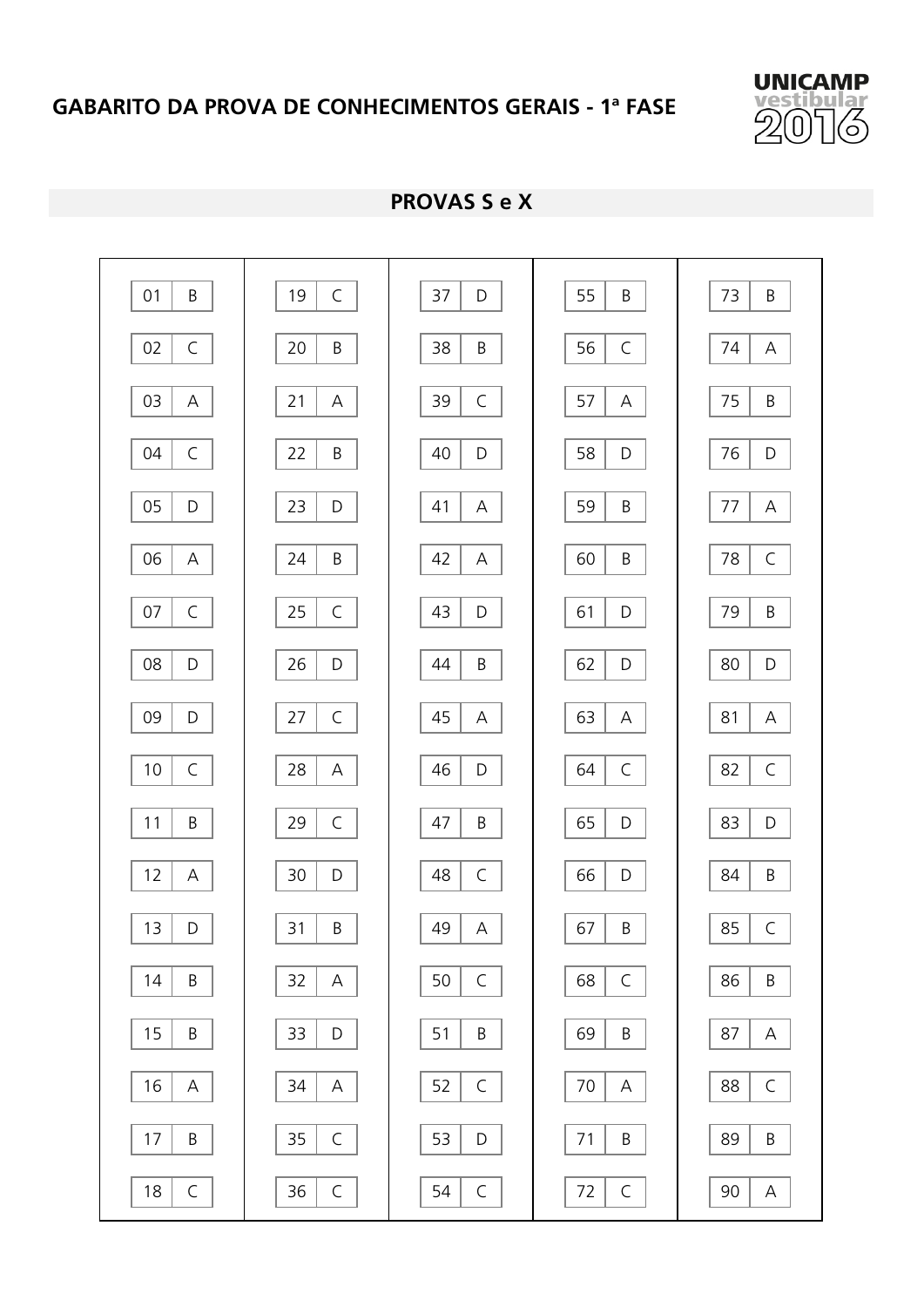## GABARITO DA PROVA DE CONHECIMENTOS GERAIS - 1ª FASE

UNICAMP vestibular 2016

### PROVAS S e X

| Questão | Resposta | Questão | Resposta | Questão | Resposta | Questão | Resposta | Questão | Resposta |
|---|---|---|---|---|---|---|---|---|---|
| 01 | B | 19 | C | 37 | D | 55 | B | 73 | B |
| 02 | C | 20 | B | 38 | B | 56 | C | 74 | A |
| 03 | A | 21 | A | 39 | C | 57 | A | 75 | B |
| 04 | C | 22 | B | 40 | D | 58 | D | 76 | D |
| 05 | D | 23 | D | 41 | A | 59 | B | 77 | A |
| 06 | A | 24 | B | 42 | A | 60 | B | 78 | C |
| 07 | C | 25 | C | 43 | D | 61 | D | 79 | B |
| 08 | D | 26 | D | 44 | B | 62 | D | 80 | D |
| 09 | D | 27 | C | 45 | A | 63 | A | 81 | A |
| 10 | C | 28 | A | 46 | D | 64 | C | 82 | C |
| 11 | B | 29 | C | 47 | B | 65 | D | 83 | D |
| 12 | A | 30 | D | 48 | C | 66 | D | 84 | B |
| 13 | D | 31 | B | 49 | A | 67 | B | 85 | C |
| 14 | B | 32 | A | 50 | C | 68 | C | 86 | B |
| 15 | B | 33 | D | 51 | B | 69 | B | 87 | A |
| 16 | A | 34 | A | 52 | C | 70 | A | 88 | C |
| 17 | B | 35 | C | 53 | D | 71 | B | 89 | B |
| 18 | C | 36 | C | 54 | C | 72 | C | 90 | A |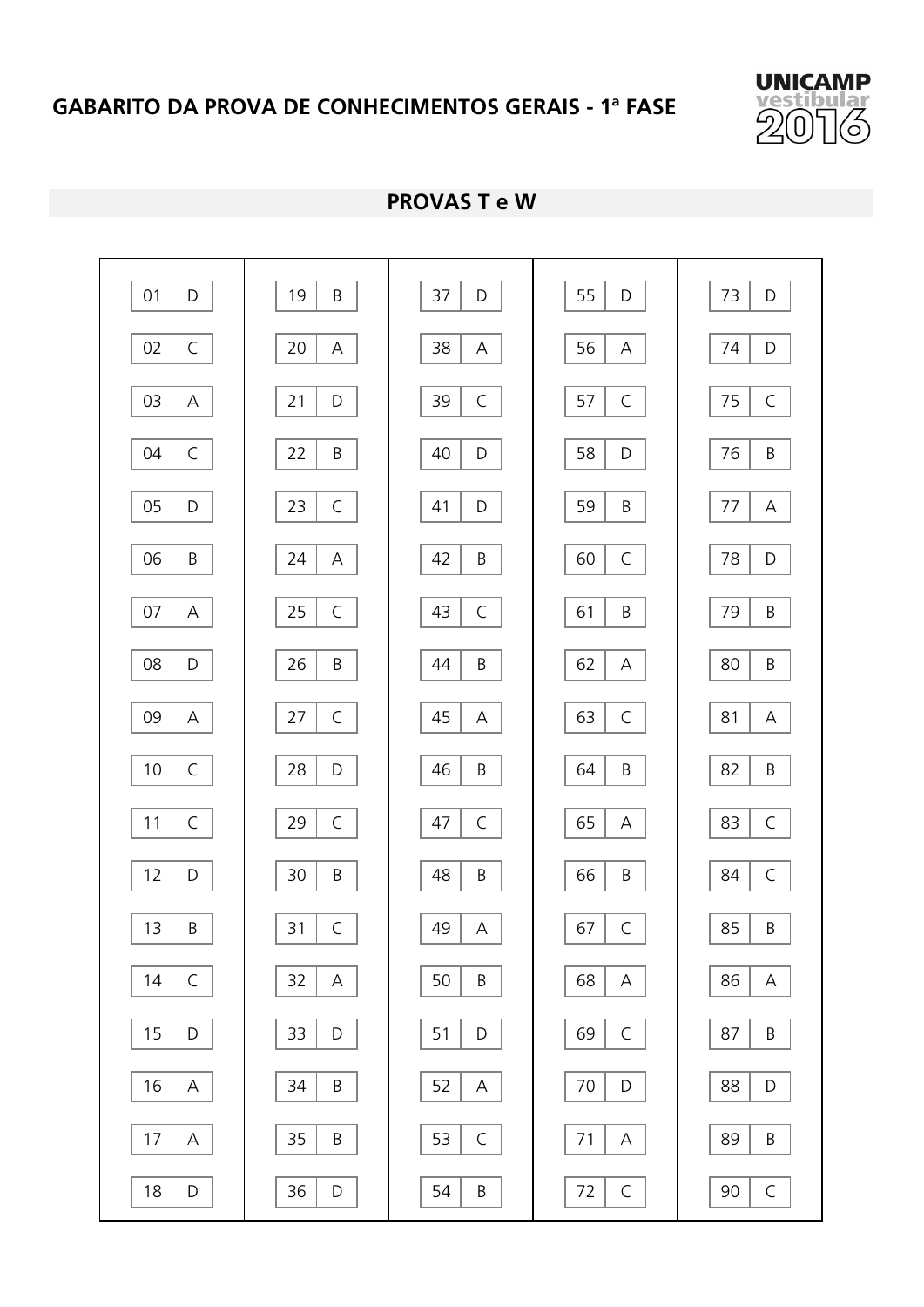# GABARITO DA PROVA DE CONHECIMENTOS GERAIS - 1ª FASE

UNICAMP vestibular 2016

## PROVAS T e W

| | | | | | | | | | |
|---|---|---|---|---|---|---|---|---|---|
| 01 | D | 19 | B | 37 | D | 55 | D | 73 | D |
| 02 | C | 20 | A | 38 | A | 56 | A | 74 | D |
| 03 | A | 21 | D | 39 | C | 57 | C | 75 | C |
| 04 | C | 22 | B | 40 | D | 58 | D | 76 | B |
| 05 | D | 23 | C | 41 | D | 59 | B | 77 | A |
| 06 | B | 24 | A | 42 | B | 60 | C | 78 | D |
| 07 | A | 25 | C | 43 | C | 61 | B | 79 | B |
| 08 | D | 26 | B | 44 | B | 62 | A | 80 | B |
| 09 | A | 27 | C | 45 | A | 63 | C | 81 | A |
| 10 | C | 28 | D | 46 | B | 64 | B | 82 | B |
| 11 | C | 29 | C | 47 | C | 65 | A | 83 | C |
| 12 | D | 30 | B | 48 | B | 66 | B | 84 | C |
| 13 | B | 31 | C | 49 | A | 67 | C | 85 | B |
| 14 | C | 32 | A | 50 | B | 68 | A | 86 | A |
| 15 | D | 33 | D | 51 | D | 69 | C | 87 | B |
| 16 | A | 34 | B | 52 | A | 70 | D | 88 | D |
| 17 | A | 35 | B | 53 | C | 71 | A | 89 | B |
| 18 | D | 36 | D | 54 | B | 72 | C | 90 | C |